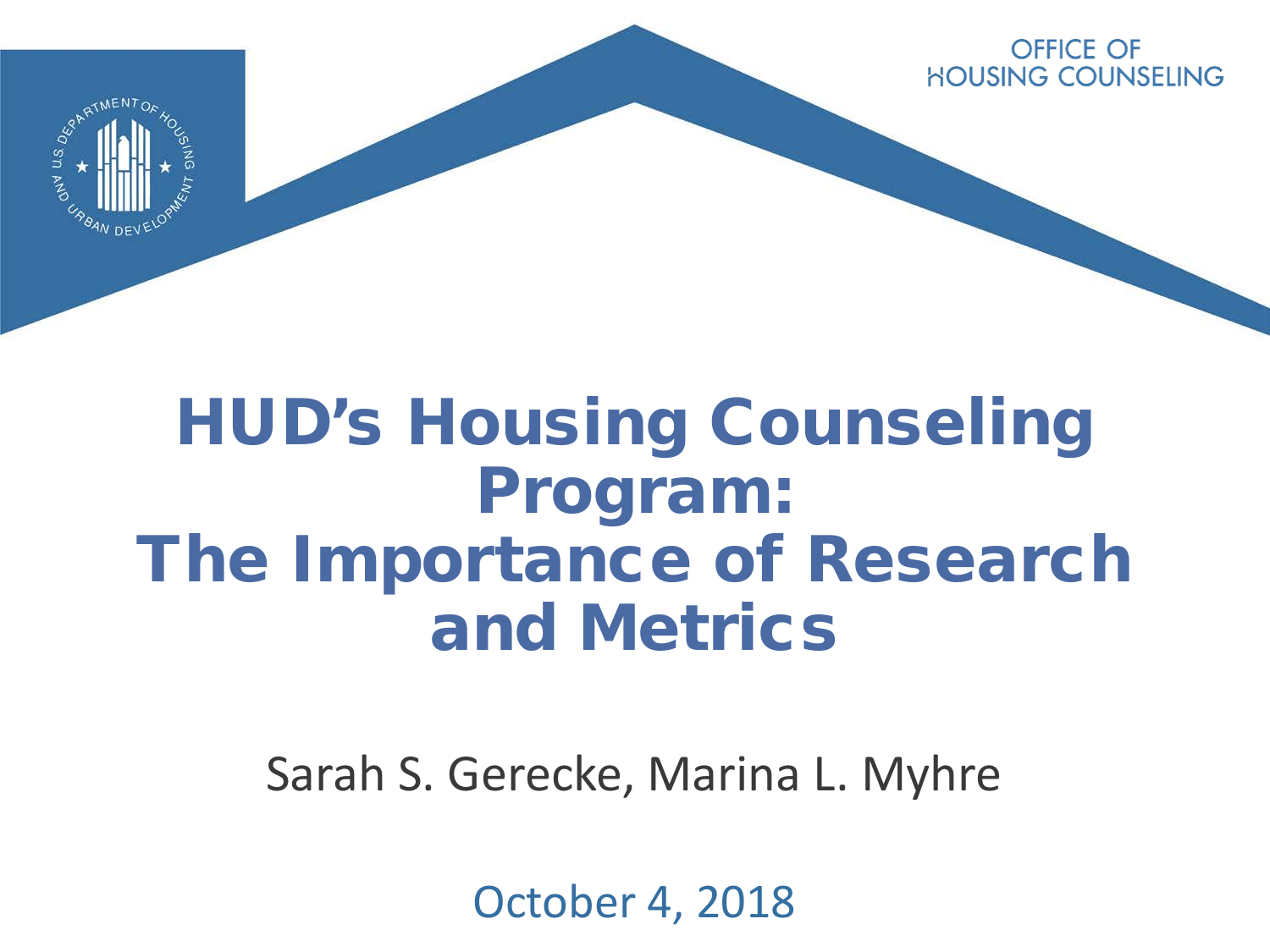OFFICE OF HOUSING COUNSELING

# HUD's Housing Counseling Program: The Importance of Research and Metrics

Sarah S. Gerecke, Marina L. Myhre

October 4, 2018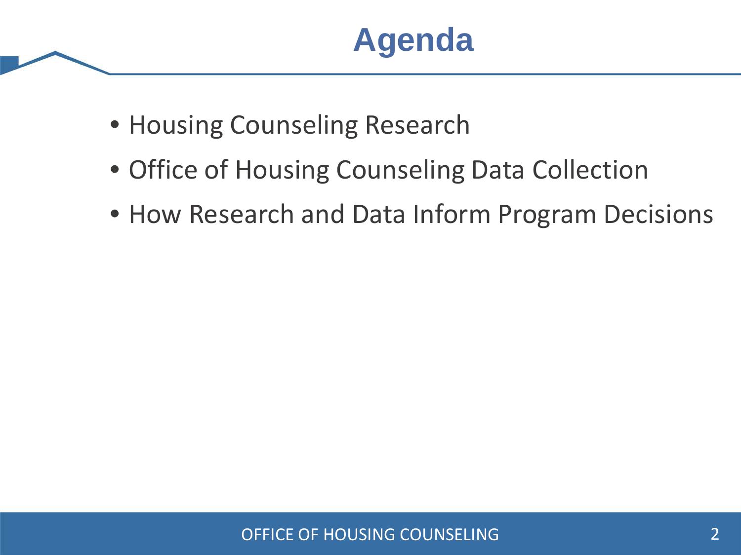# Agenda

- Housing Counseling Research
- Office of Housing Counseling Data Collection
- How Research and Data Inform Program Decisions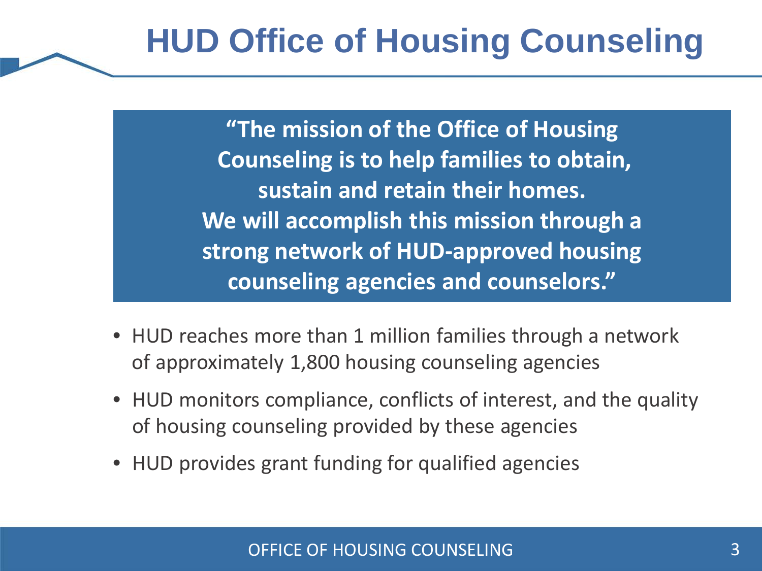# HUD Office of Housing Counseling

**"The mission of the Office of Housing Counseling is to help families to obtain, sustain and retain their homes. We will accomplish this mission through a strong network of HUD-approved housing counseling agencies and counselors."**

- HUD reaches more than 1 million families through a network of approximately 1,800 housing counseling agencies
- HUD monitors compliance, conflicts of interest, and the quality of housing counseling provided by these agencies
- HUD provides grant funding for qualified agencies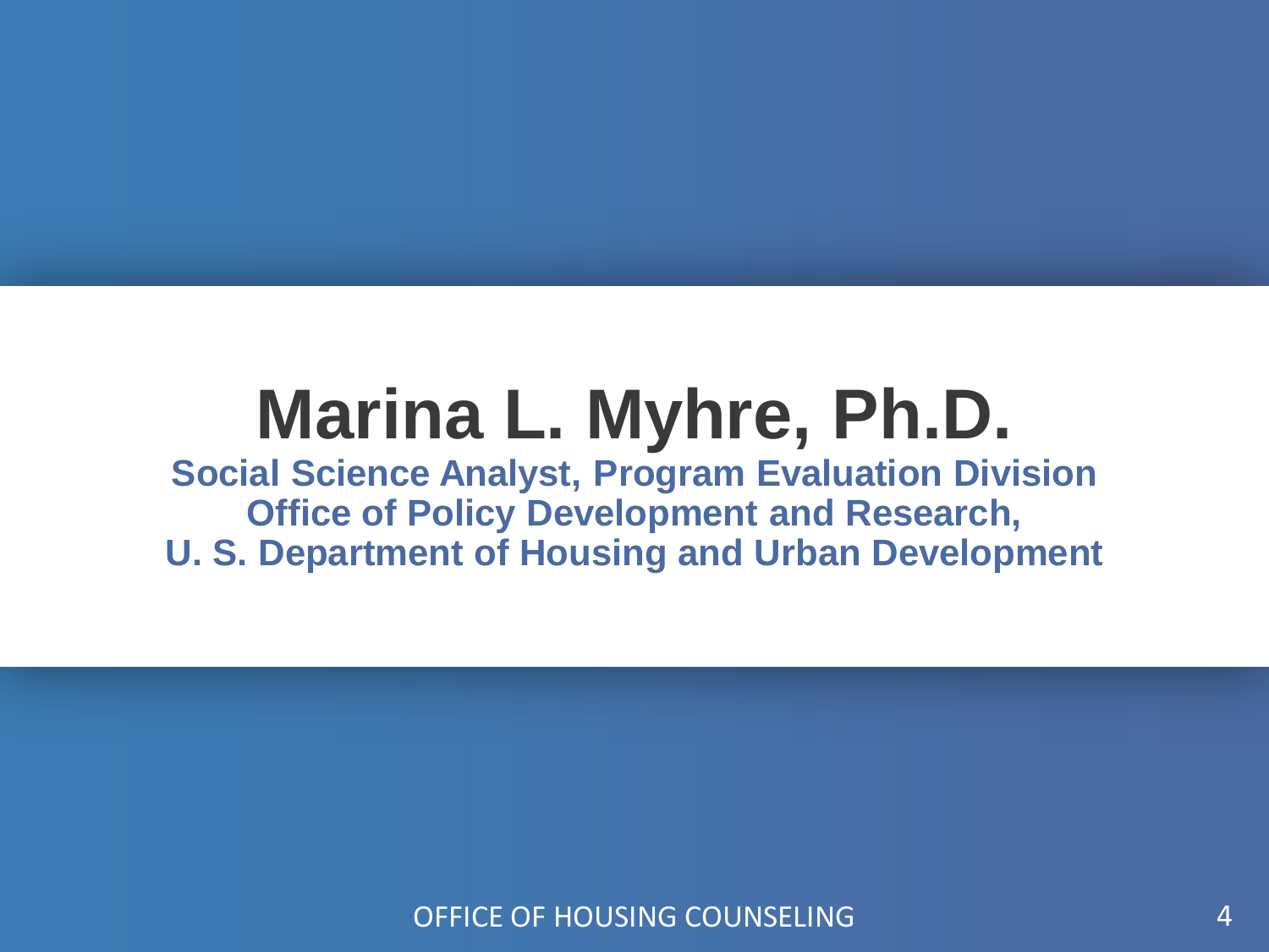# Marina L. Myhre, Ph.D.

**Social Science Analyst, Program Evaluation Division**
**Office of Policy Development and Research,**
**U. S. Department of Housing and Urban Development**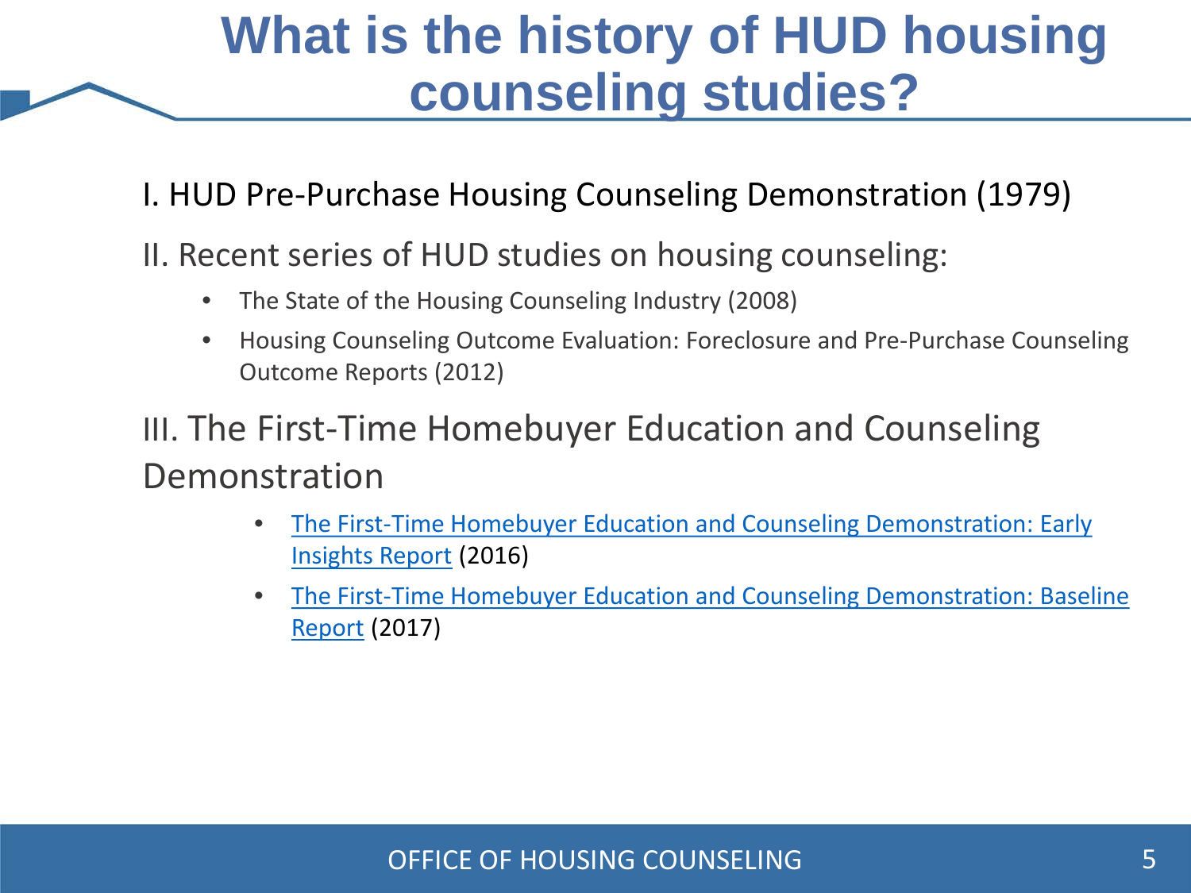# What is the history of HUD housing counseling studies?

I. HUD Pre-Purchase Housing Counseling Demonstration (1979)

II. Recent series of HUD studies on housing counseling:

- The State of the Housing Counseling Industry (2008)
- Housing Counseling Outcome Evaluation: Foreclosure and Pre-Purchase Counseling Outcome Reports (2012)

III. The First-Time Homebuyer Education and Counseling Demonstration

- The First-Time Homebuyer Education and Counseling Demonstration: Early Insights Report (2016)
- The First-Time Homebuyer Education and Counseling Demonstration: Baseline Report (2017)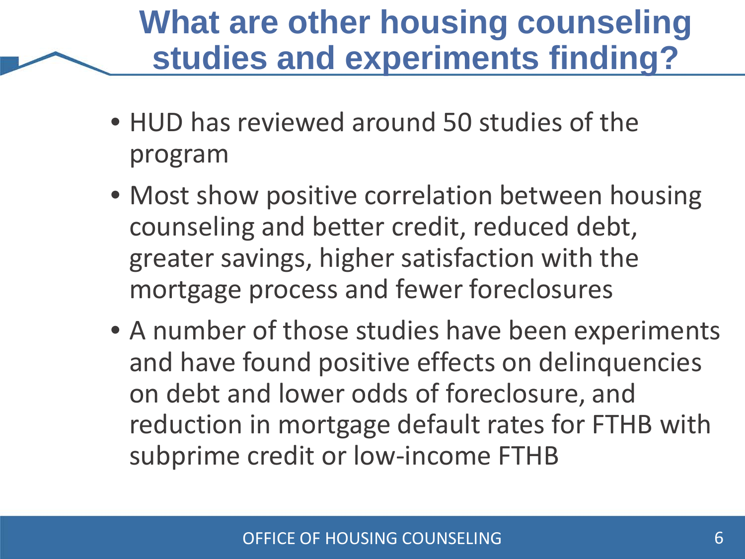# What are other housing counseling studies and experiments finding?

- HUD has reviewed around 50 studies of the program
- Most show positive correlation between housing counseling and better credit, reduced debt, greater savings, higher satisfaction with the mortgage process and fewer foreclosures
- A number of those studies have been experiments and have found positive effects on delinquencies on debt and lower odds of foreclosure, and reduction in mortgage default rates for FTHB with subprime credit or low-income FTHB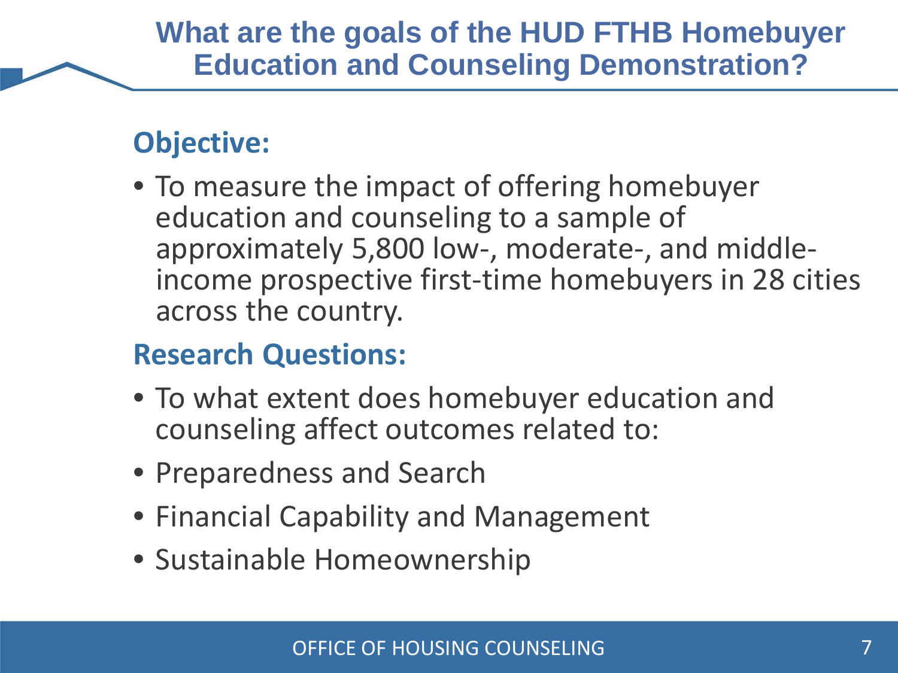# What are the goals of the HUD FTHB Homebuyer Education and Counseling Demonstration?

## Objective:

- To measure the impact of offering homebuyer education and counseling to a sample of approximately 5,800 low-, moderate-, and middle-income prospective first-time homebuyers in 28 cities across the country.

## Research Questions:

- To what extent does homebuyer education and counseling affect outcomes related to:
- Preparedness and Search
- Financial Capability and Management
- Sustainable Homeownership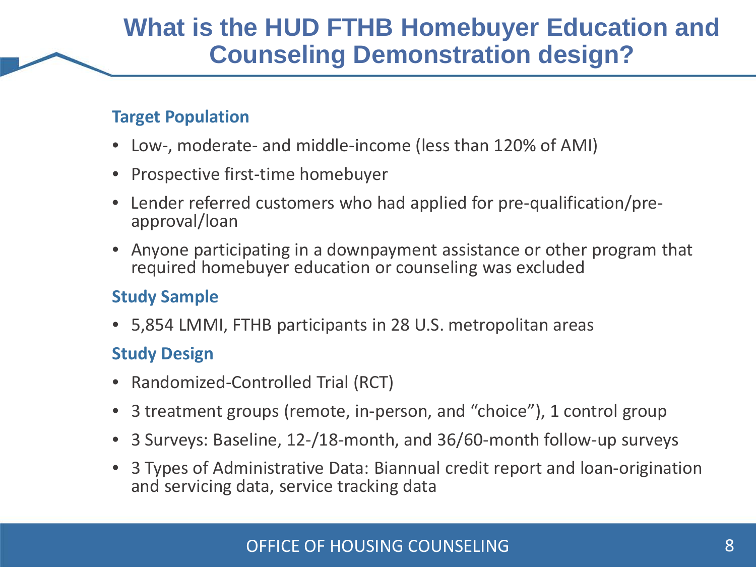# What is the HUD FTHB Homebuyer Education and Counseling Demonstration design?

### Target Population

- Low-, moderate- and middle-income (less than 120% of AMI)
- Prospective first-time homebuyer
- Lender referred customers who had applied for pre-qualification/pre-approval/loan
- Anyone participating in a downpayment assistance or other program that required homebuyer education or counseling was excluded

### Study Sample

- 5,854 LMMI, FTHB participants in 28 U.S. metropolitan areas

### Study Design

- Randomized-Controlled Trial (RCT)
- 3 treatment groups (remote, in-person, and "choice"), 1 control group
- 3 Surveys: Baseline, 12-/18-month, and 36/60-month follow-up surveys
- 3 Types of Administrative Data: Biannual credit report and loan-origination and servicing data, service tracking data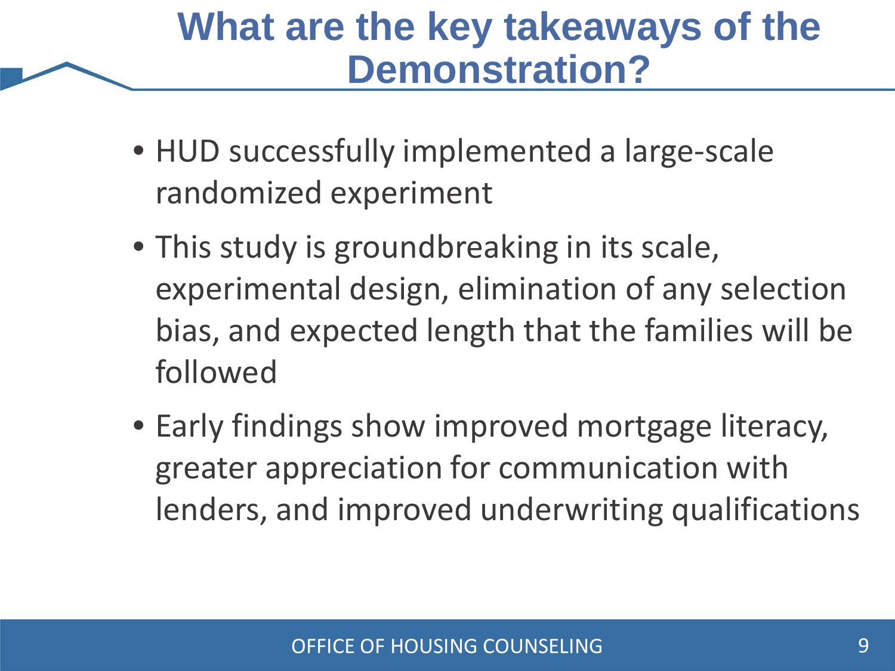# What are the key takeaways of the Demonstration?

- HUD successfully implemented a large-scale randomized experiment
- This study is groundbreaking in its scale, experimental design, elimination of any selection bias, and expected length that the families will be followed
- Early findings show improved mortgage literacy, greater appreciation for communication with lenders, and improved underwriting qualifications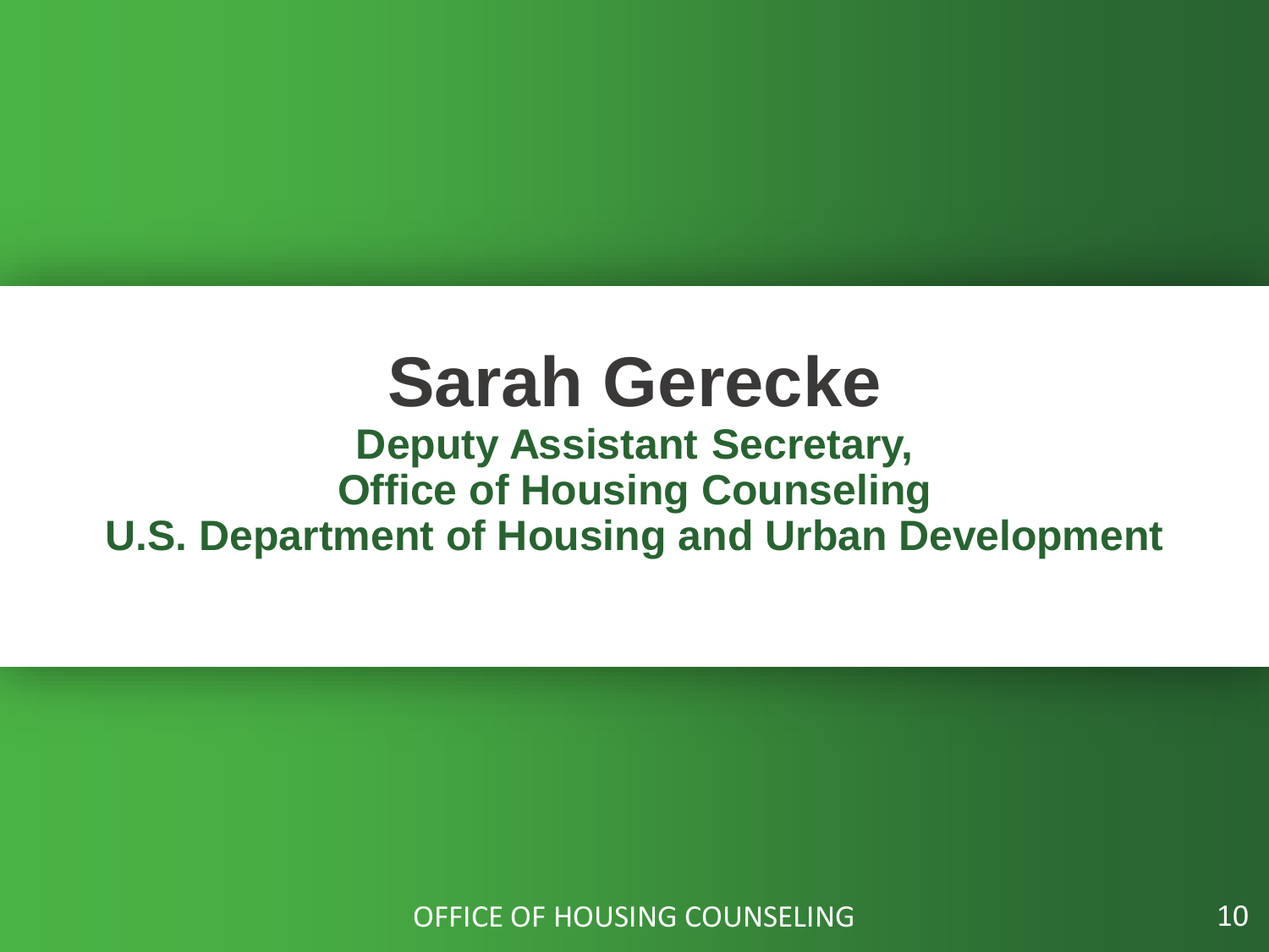# Sarah Gerecke

**Deputy Assistant Secretary,**
**Office of Housing Counseling**
**U.S. Department of Housing and Urban Development**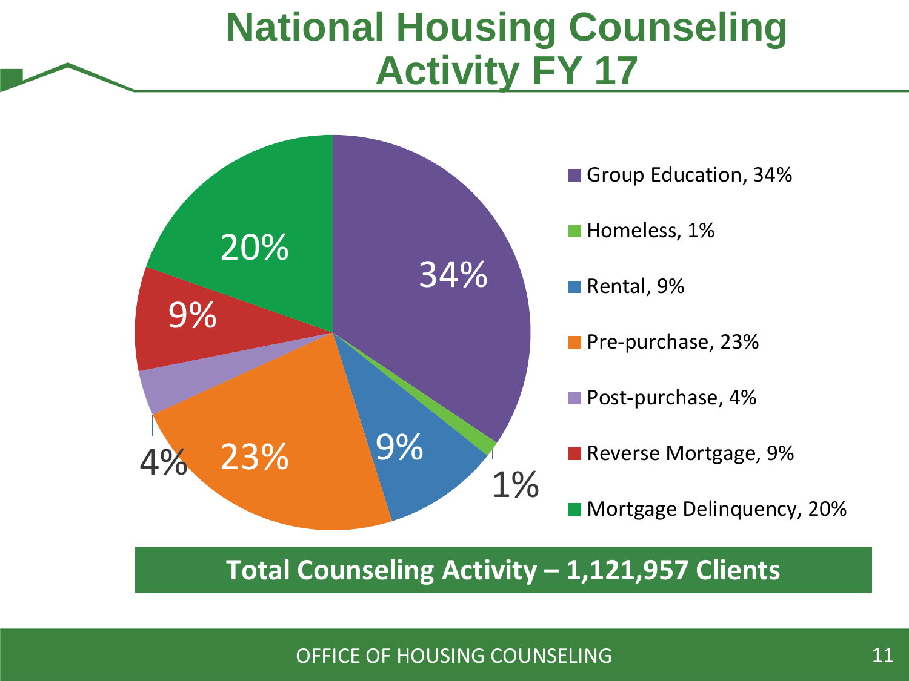# National Housing Counseling Activity FY 17

- Group Education, 34%
- Homeless, 1%
- Rental, 9%
- Pre-purchase, 23%
- Post-purchase, 4%
- Reverse Mortgage, 9%
- Mortgage Delinquency, 20%

**Total Counseling Activity – 1,121,957 Clients**

OFFICE OF HOUSING COUNSELING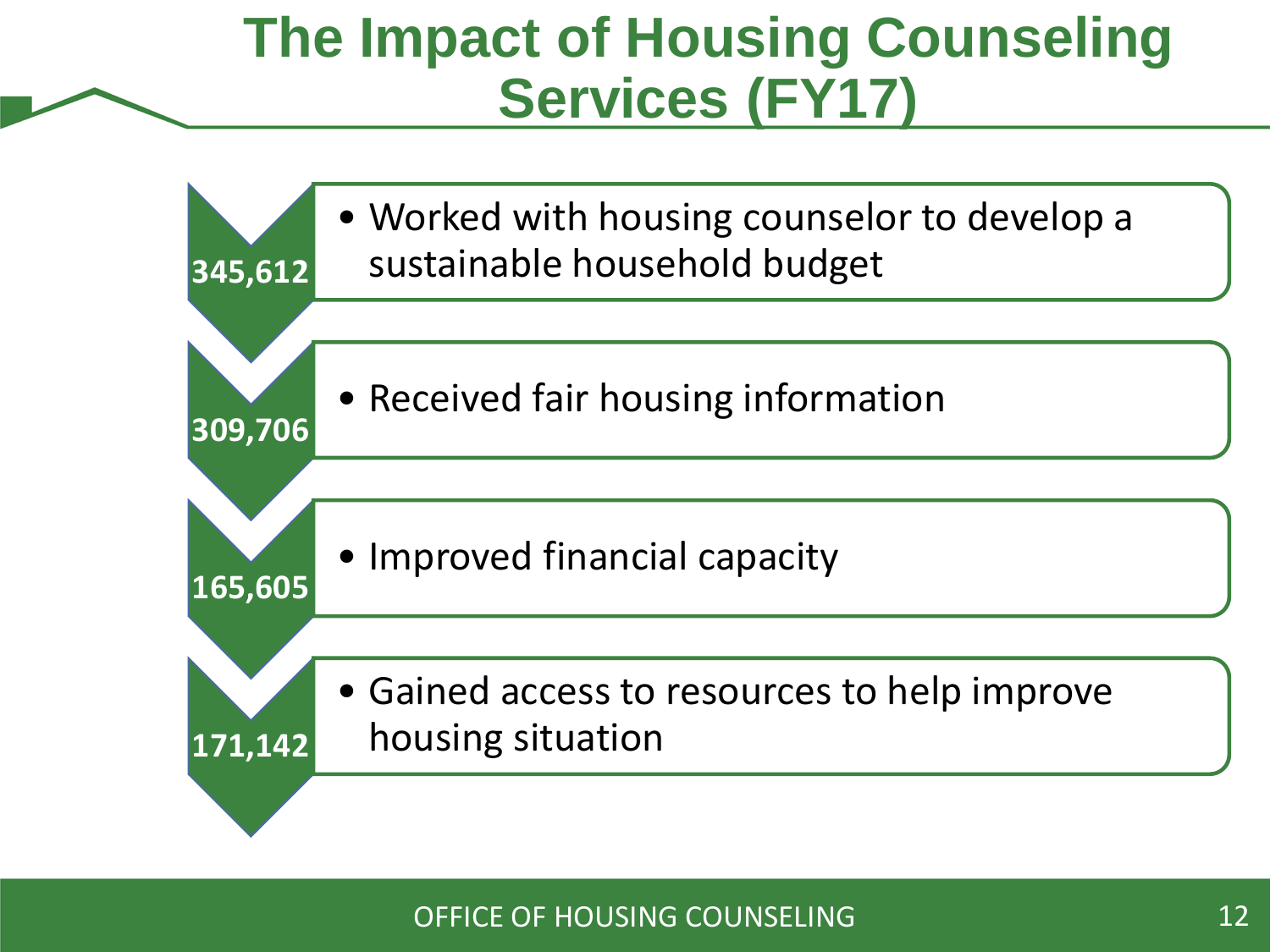# The Impact of Housing Counseling Services (FY17)

**345,612**
- Worked with housing counselor to develop a sustainable household budget

**309,706**
- Received fair housing information

**165,605**
- Improved financial capacity

**171,142**
- Gained access to resources to help improve housing situation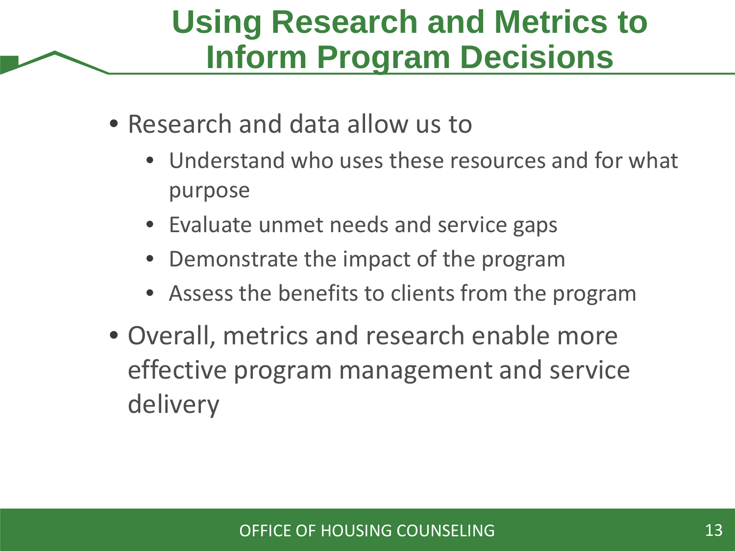# Using Research and Metrics to Inform Program Decisions

- Research and data allow us to
  - Understand who uses these resources and for what purpose
  - Evaluate unmet needs and service gaps
  - Demonstrate the impact of the program
  - Assess the benefits to clients from the program
- Overall, metrics and research enable more effective program management and service delivery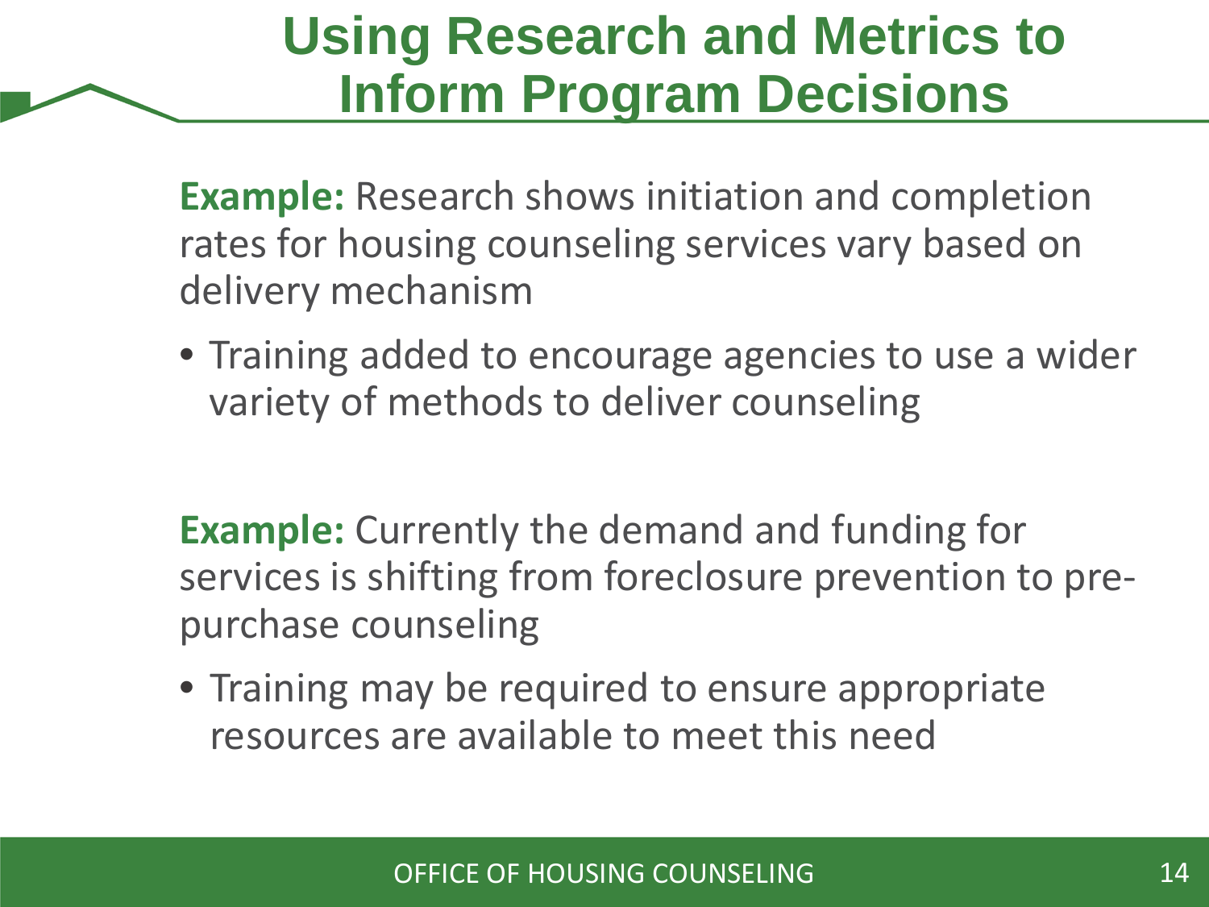# Using Research and Metrics to Inform Program Decisions

**Example:** Research shows initiation and completion rates for housing counseling services vary based on delivery mechanism

- Training added to encourage agencies to use a wider variety of methods to deliver counseling

**Example:** Currently the demand and funding for services is shifting from foreclosure prevention to pre-purchase counseling

- Training may be required to ensure appropriate resources are available to meet this need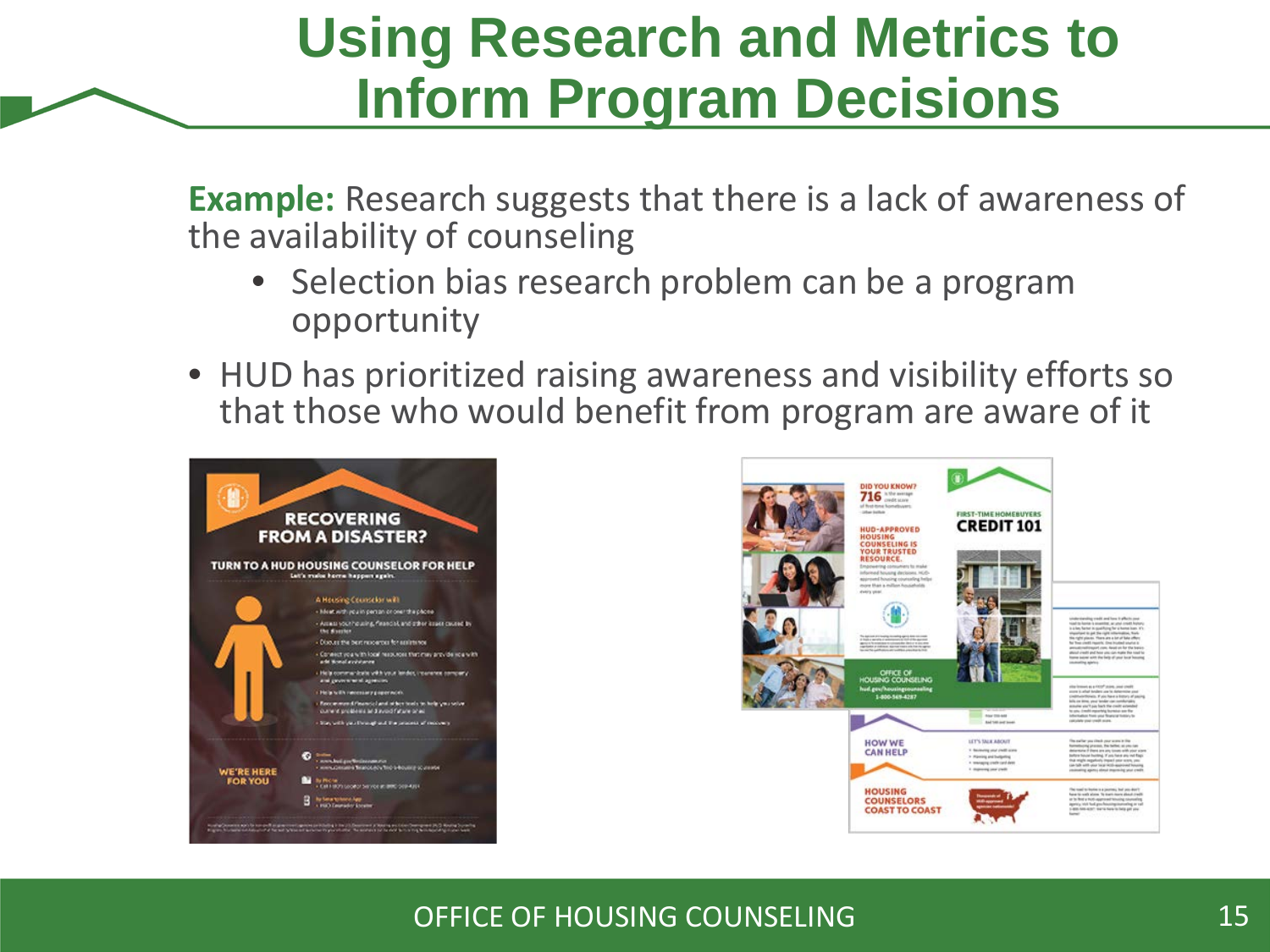# Using Research and Metrics to Inform Program Decisions

**Example:** Research suggests that there is a lack of awareness of the availability of counseling

- Selection bias research problem can be a program opportunity

- HUD has prioritized raising awareness and visibility efforts so that those who would benefit from program are aware of it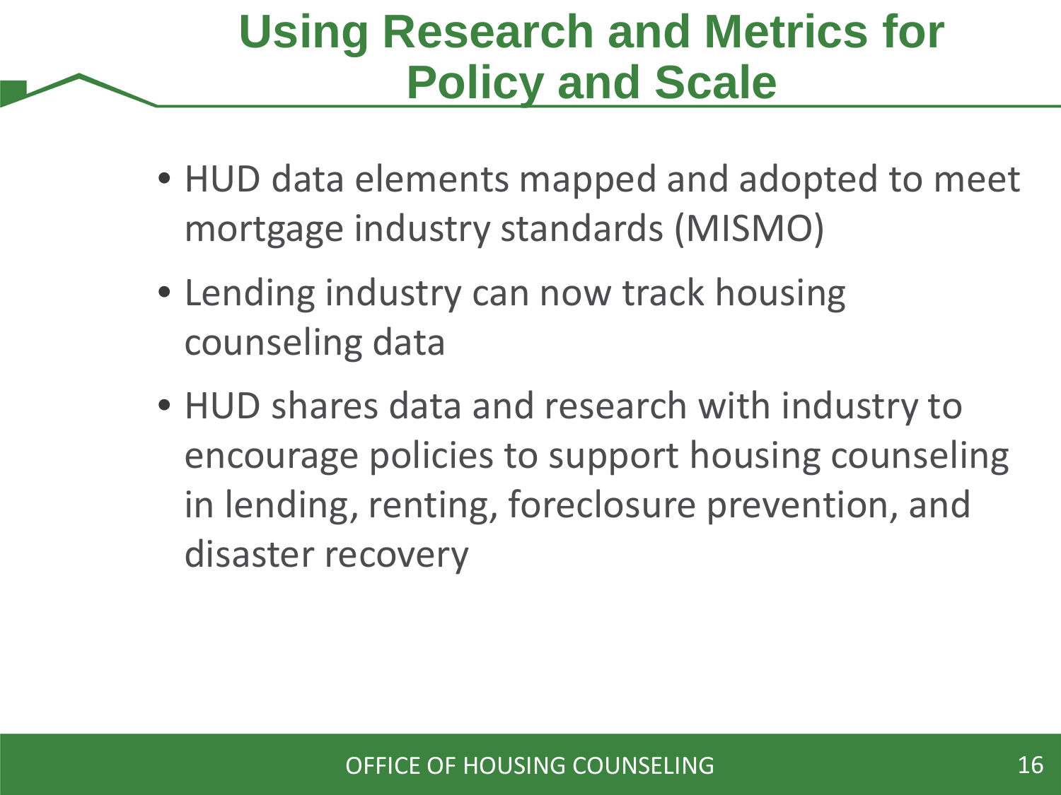# Using Research and Metrics for Policy and Scale

- HUD data elements mapped and adopted to meet mortgage industry standards (MISMO)
- Lending industry can now track housing counseling data
- HUD shares data and research with industry to encourage policies to support housing counseling in lending, renting, foreclosure prevention, and disaster recovery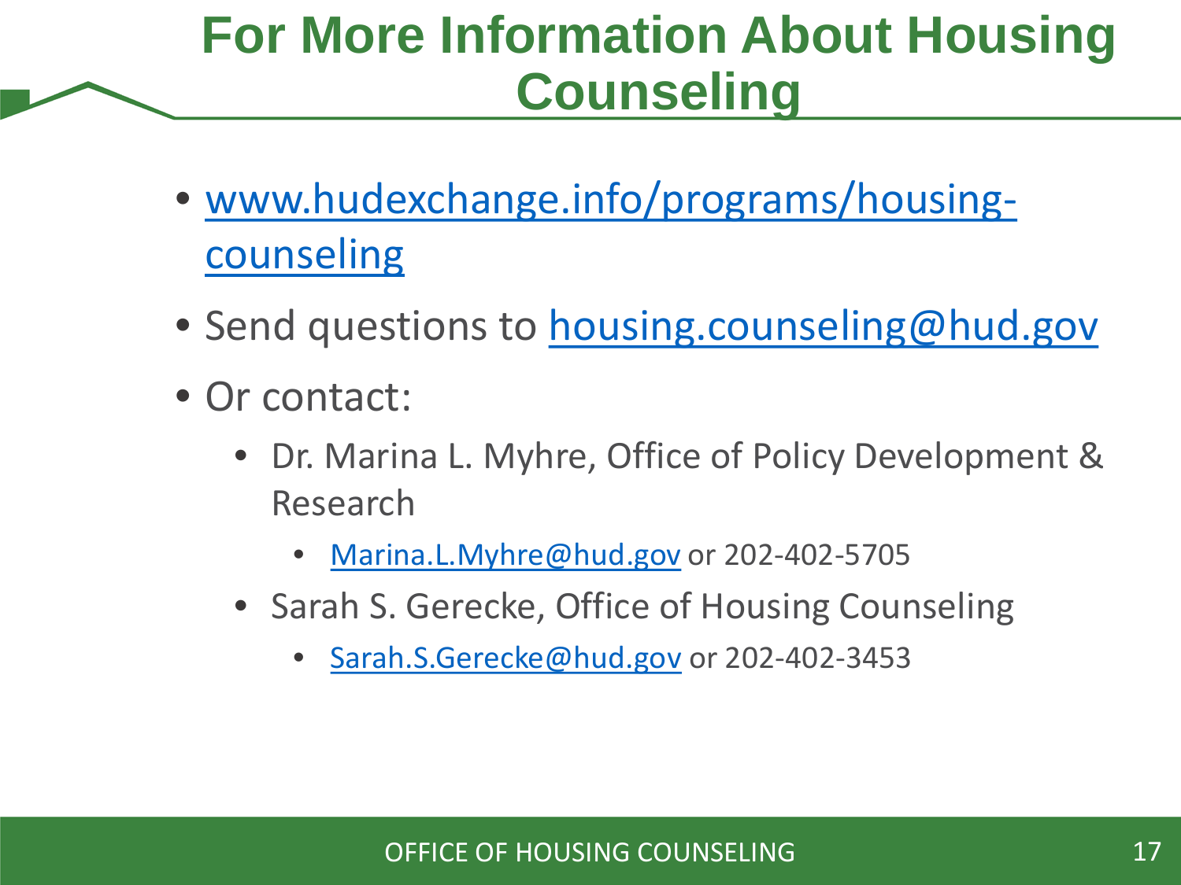# For More Information About Housing Counseling

- www.hudexchange.info/programs/housing-counseling
- Send questions to housing.counseling@hud.gov
- Or contact:
  - Dr. Marina L. Myhre, Office of Policy Development & Research
    - Marina.L.Myhre@hud.gov or 202-402-5705
  - Sarah S. Gerecke, Office of Housing Counseling
    - Sarah.S.Gerecke@hud.gov or 202-402-3453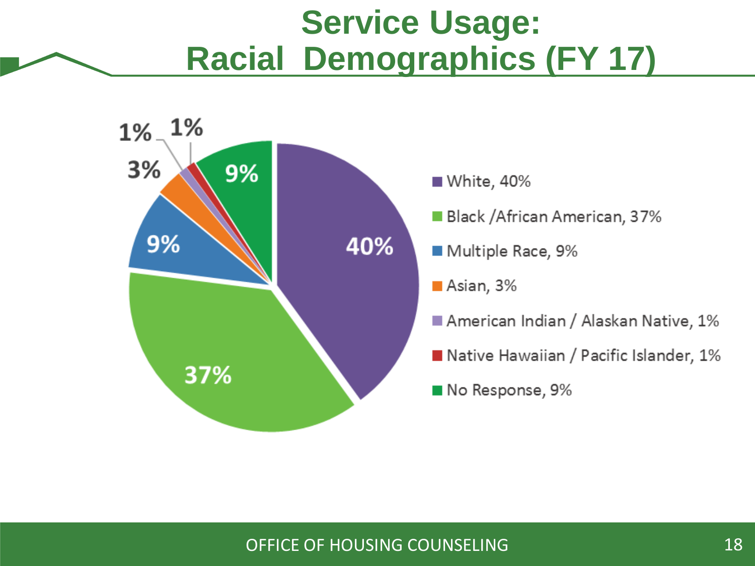# Service Usage: Racial Demographics (FY 17)

- White, 40%
- Black /African American, 37%
- Multiple Race, 9%
- Asian, 3%
- American Indian / Alaskan Native, 1%
- Native Hawaiian / Pacific Islander, 1%
- No Response, 9%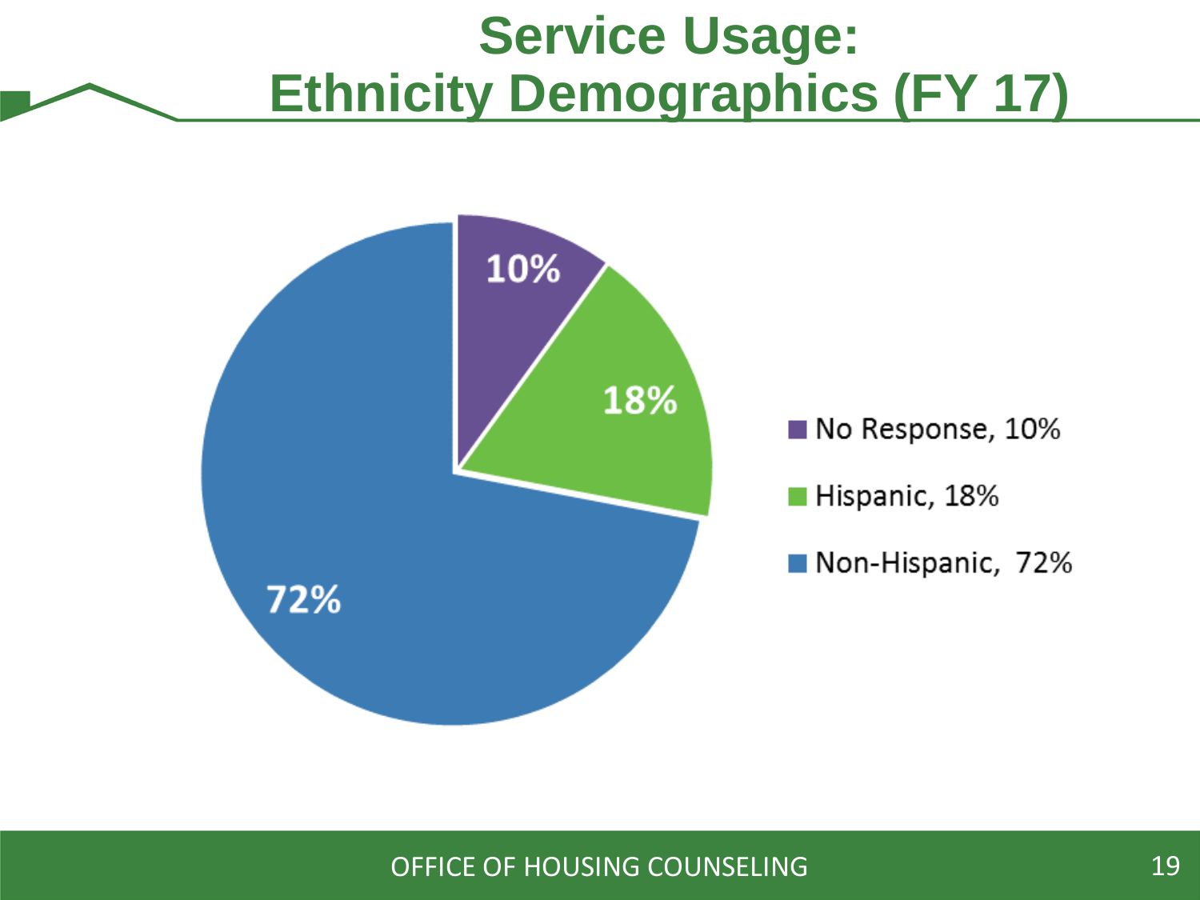# Service Usage: Ethnicity Demographics (FY 17)

- No Response, 10%
- Hispanic, 18%
- Non-Hispanic, 72%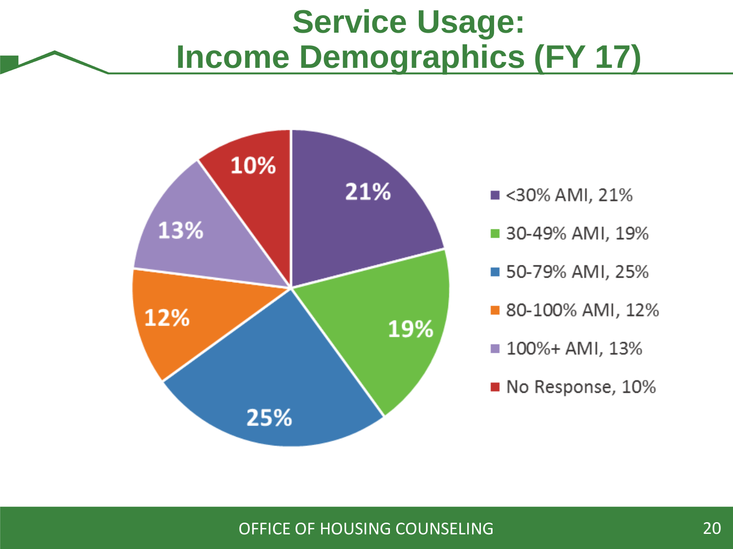# Service Usage: Income Demographics (FY 17)

10%
21%
13%
12%
19%
25%

<30% AMI, 21%
30-49% AMI, 19%
50-79% AMI, 25%
80-100% AMI, 12%
100%+ AMI, 13%
No Response, 10%

OFFICE OF HOUSING COUNSELING